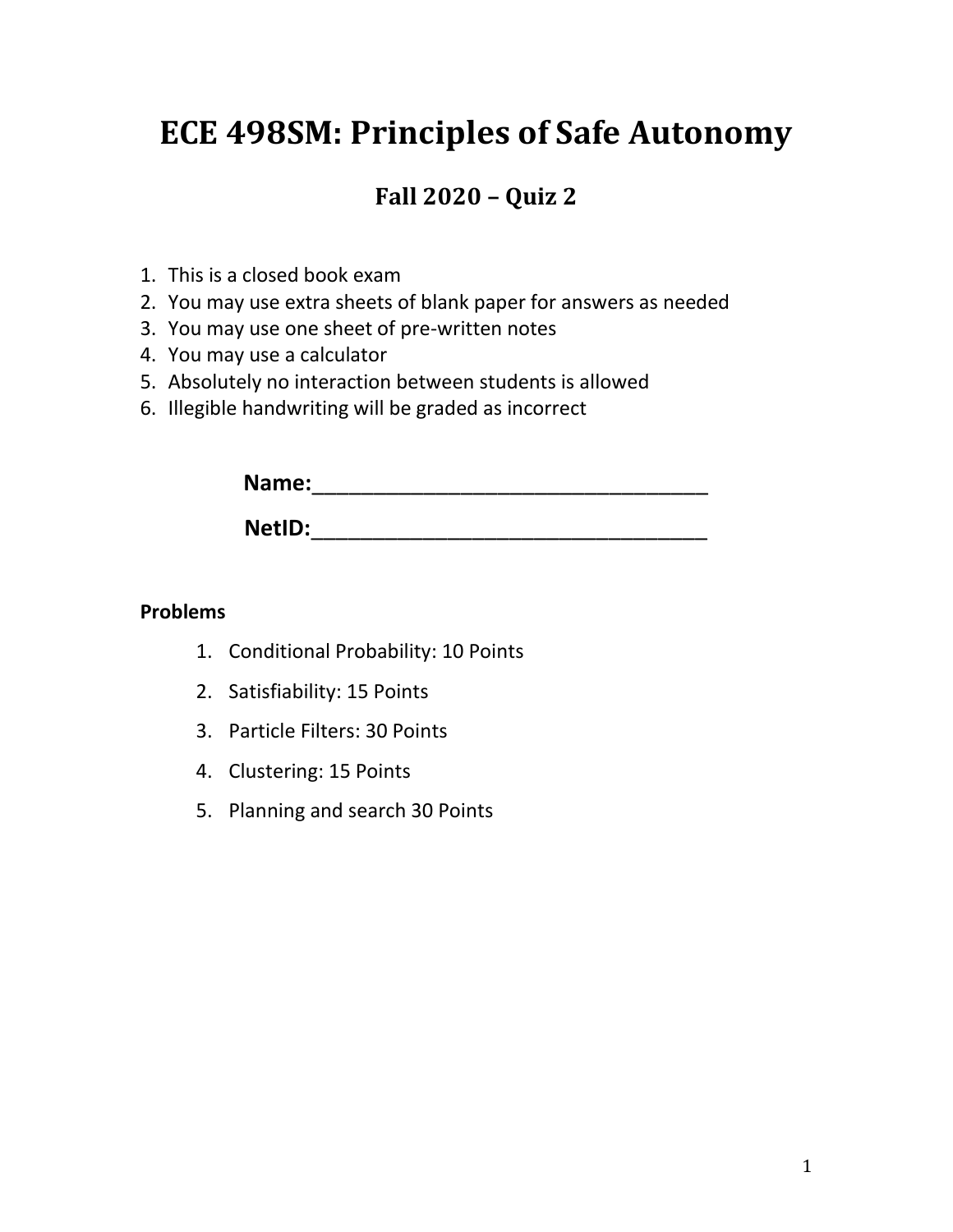# ECE 498SM: Principles of Safe Autonomy

## Fall 2020 – Quiz 2

1. This is a closed book exam
2. You may use extra sheets of blank paper for answers as needed
3. You may use one sheet of pre-written notes
4. You may use a calculator
5. Absolutely no interaction between students is allowed
6. Illegible handwriting will be graded as incorrect

**Name:**_________________________________

**NetID:**_________________________________

**Problems**

1. Conditional Probability: 10 Points
2. Satisfiability: 15 Points
3. Particle Filters: 30 Points
4. Clustering: 15 Points
5. Planning and search 30 Points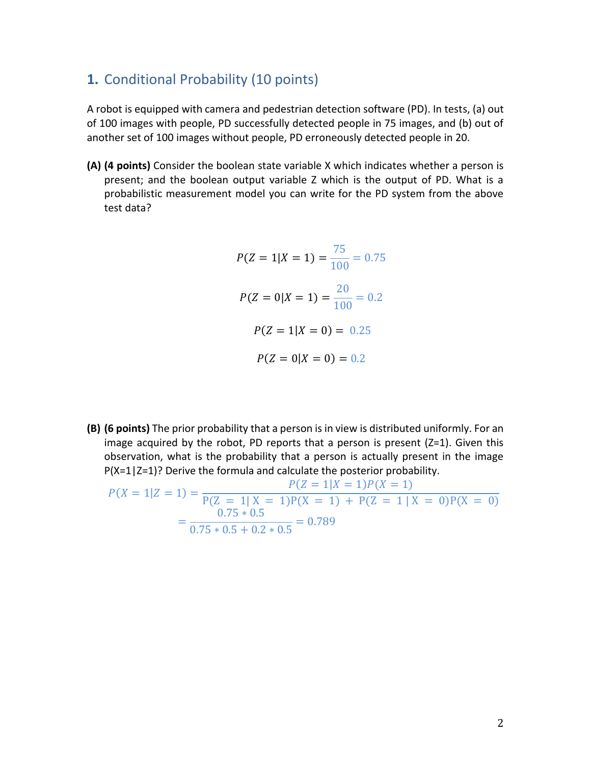## 1. Conditional Probability (10 points)

A robot is equipped with camera and pedestrian detection software (PD). In tests, (a) out of 100 images with people, PD successfully detected people in 75 images, and (b) out of another set of 100 images without people, PD erroneously detected people in 20.

**(A) (4 points)** Consider the boolean state variable X which indicates whether a person is present; and the boolean output variable Z which is the output of PD. What is a probabilistic measurement model you can write for the PD system from the above test data?

$$P(Z = 1|X = 1) = \frac{75}{100} = 0.75$$

$$P(Z = 0|X = 1) = \frac{20}{100} = 0.2$$

$$P(Z = 1|X = 0) = 0.25$$

$$P(Z = 0|X = 0) = 0.2$$

**(B) (6 points)** The prior probability that a person is in view is distributed uniformly. For an image acquired by the robot, PD reports that a person is present (Z=1). Given this observation, what is the probability that a person is actually present in the image P(X=1|Z=1)? Derive the formula and calculate the posterior probability.

$$P(X = 1|Z = 1) = \frac{P(Z = 1|X = 1)P(X = 1)}{P(Z = 1|X = 1)P(X = 1) + P(Z = 1|X = 0)P(X = 0)}$$

$$= \frac{0.75 * 0.5}{0.75 * 0.5 + 0.2 * 0.5} = 0.789$$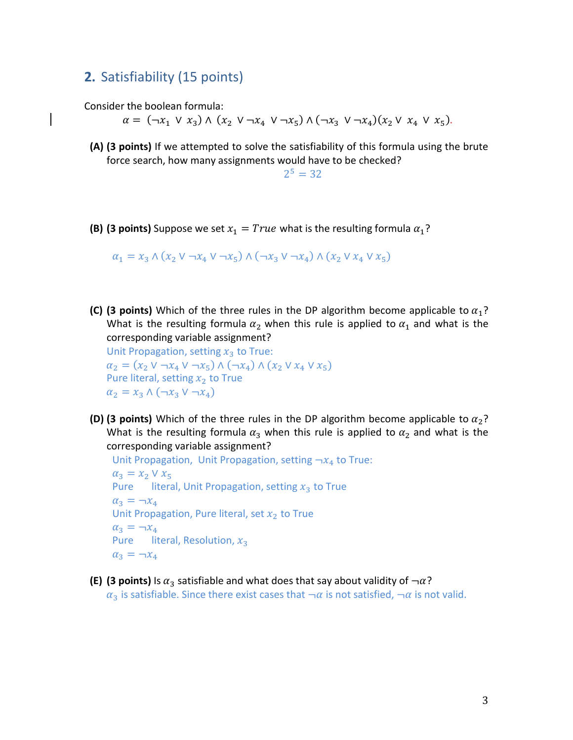## 2. Satisfiability (15 points)

Consider the boolean formula:

$$\alpha = (\neg x_1 \lor x_3) \land (x_2 \lor \neg x_4 \lor \neg x_5) \land (\neg x_3 \lor \neg x_4)(x_2 \lor x_4 \lor x_5).$$

**(A) (3 points)** If we attempted to solve the satisfiability of this formula using the brute force search, how many assignments would have to be checked?

$$2^5 = 32$$

**(B) (3 points)** Suppose we set $x_1 = True$ what is the resulting formula $\alpha_1$?

$$\alpha_1 = x_3 \land (x_2 \lor \neg x_4 \lor \neg x_5) \land (\neg x_3 \lor \neg x_4) \land (x_2 \lor x_4 \lor x_5)$$

**(C) (3 points)** Which of the three rules in the DP algorithm become applicable to $\alpha_1$? What is the resulting formula $\alpha_2$ when this rule is applied to $\alpha_1$ and what is the corresponding variable assignment?

Unit Propagation, setting $x_3$ to True:

$\alpha_2 = (x_2 \lor \neg x_4 \lor \neg x_5) \land (\neg x_4) \land (x_2 \lor x_4 \lor x_5)$

Pure literal, setting $x_2$ to True

$\alpha_2 = x_3 \land (\neg x_3 \lor \neg x_4)$

**(D) (3 points)** Which of the three rules in the DP algorithm become applicable to $\alpha_2$? What is the resulting formula $\alpha_3$ when this rule is applied to $\alpha_2$ and what is the corresponding variable assignment?

Unit Propagation, Unit Propagation, setting $\neg x_4$ to True:

$\alpha_3 = x_2 \lor x_5$

Pure literal, Unit Propagation, setting $x_3$ to True

$\alpha_3 = \neg x_4$

Unit Propagation, Pure literal, set $x_2$ to True

$\alpha_3 = \neg x_4$

Pure literal, Resolution, $x_3$

$\alpha_3 = \neg x_4$

**(E) (3 points)** Is $\alpha_3$ satisfiable and what does that say about validity of $\neg\alpha$?

$\alpha_3$ is satisfiable. Since there exist cases that $\neg\alpha$ is not satisfied, $\neg\alpha$ is not valid.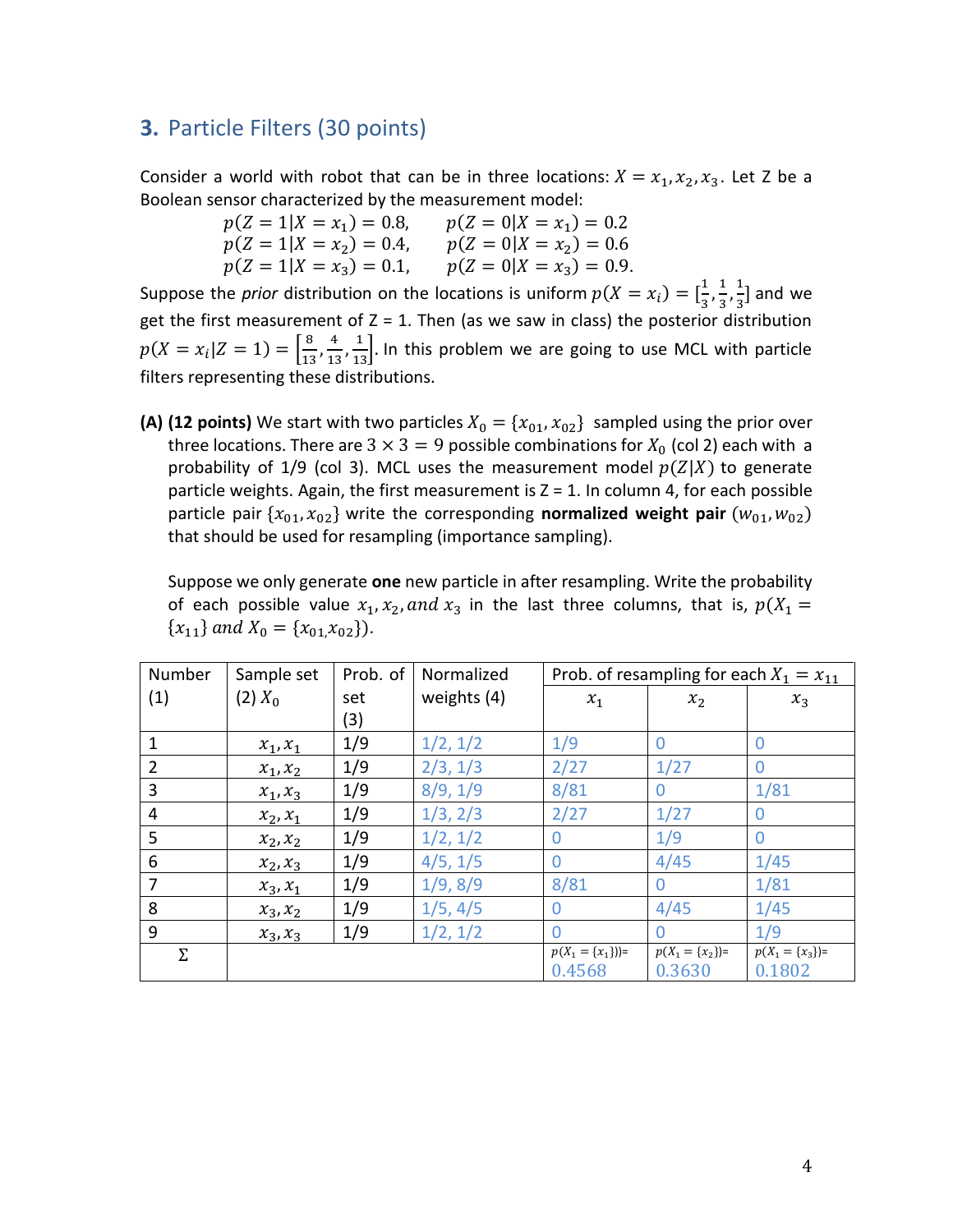## 3. Particle Filters (30 points)

Consider a world with robot that can be in three locations: $X = x_1, x_2, x_3$. Let Z be a Boolean sensor characterized by the measurement model:

$$p(Z = 1|X = x_1) = 0.8, \quad p(Z = 0|X = x_1) = 0.2$$
$$p(Z = 1|X = x_2) = 0.4, \quad p(Z = 0|X = x_2) = 0.6$$
$$p(Z = 1|X = x_3) = 0.1, \quad p(Z = 0|X = x_3) = 0.9.$$

Suppose the *prior* distribution on the locations is uniform $p(X = x_i) = [\frac{1}{3}, \frac{1}{3}, \frac{1}{3}]$ and we get the first measurement of Z = 1. Then (as we saw in class) the posterior distribution $p(X = x_i|Z = 1) = \left[\frac{8}{13}, \frac{4}{13}, \frac{1}{13}\right]$. In this problem we are going to use MCL with particle filters representing these distributions.

**(A) (12 points)** We start with two particles $X_0 = \{x_{01}, x_{02}\}$ sampled using the prior over three locations. There are $3 \times 3 = 9$ possible combinations for $X_0$ (col 2) each with a probability of 1/9 (col 3). MCL uses the measurement model $p(Z|X)$ to generate particle weights. Again, the first measurement is Z = 1. In column 4, for each possible particle pair $\{x_{01}, x_{02}\}$ write the corresponding **normalized weight pair** $(w_{01}, w_{02})$ that should be used for resampling (importance sampling).

Suppose we only generate **one** new particle in after resampling. Write the probability of each possible value $x_1, x_2, and\ x_3$ in the last three columns, that is, $p(X_1 = \{x_{11}\}\ and\ X_0 = \{x_{01}, x_{02}\})$.

| Number (1) | Sample set (2) $X_0$ | Prob. of set (3) | Normalized weights (4) | Prob. of resampling for each $X_1 = x_{11}$ | | |
|---|---|---|---|---|---|---|
| | | | | $x_1$ | $x_2$ | $x_3$ |
| 1 | $x_1, x_1$ | 1/9 | 1/2, 1/2 | 1/9 | 0 | 0 |
| 2 | $x_1, x_2$ | 1/9 | 2/3, 1/3 | 2/27 | 1/27 | 0 |
| 3 | $x_1, x_3$ | 1/9 | 8/9, 1/9 | 8/81 | 0 | 1/81 |
| 4 | $x_2, x_1$ | 1/9 | 1/3, 2/3 | 2/27 | 1/27 | 0 |
| 5 | $x_2, x_2$ | 1/9 | 1/2, 1/2 | 0 | 1/9 | 0 |
| 6 | $x_2, x_3$ | 1/9 | 4/5, 1/5 | 0 | 4/45 | 1/45 |
| 7 | $x_3, x_1$ | 1/9 | 1/9, 8/9 | 8/81 | 0 | 1/81 |
| 8 | $x_3, x_2$ | 1/9 | 1/5, 4/5 | 0 | 4/45 | 1/45 |
| 9 | $x_3, x_3$ | 1/9 | 1/2, 1/2 | 0 | 0 | 1/9 |
| $\Sigma$ | | | | $p(X_1 = \{x_1\})=$ 0.4568 | $p(X_1 = \{x_2\})=$ 0.3630 | $p(X_1 = \{x_3\})=$ 0.1802 |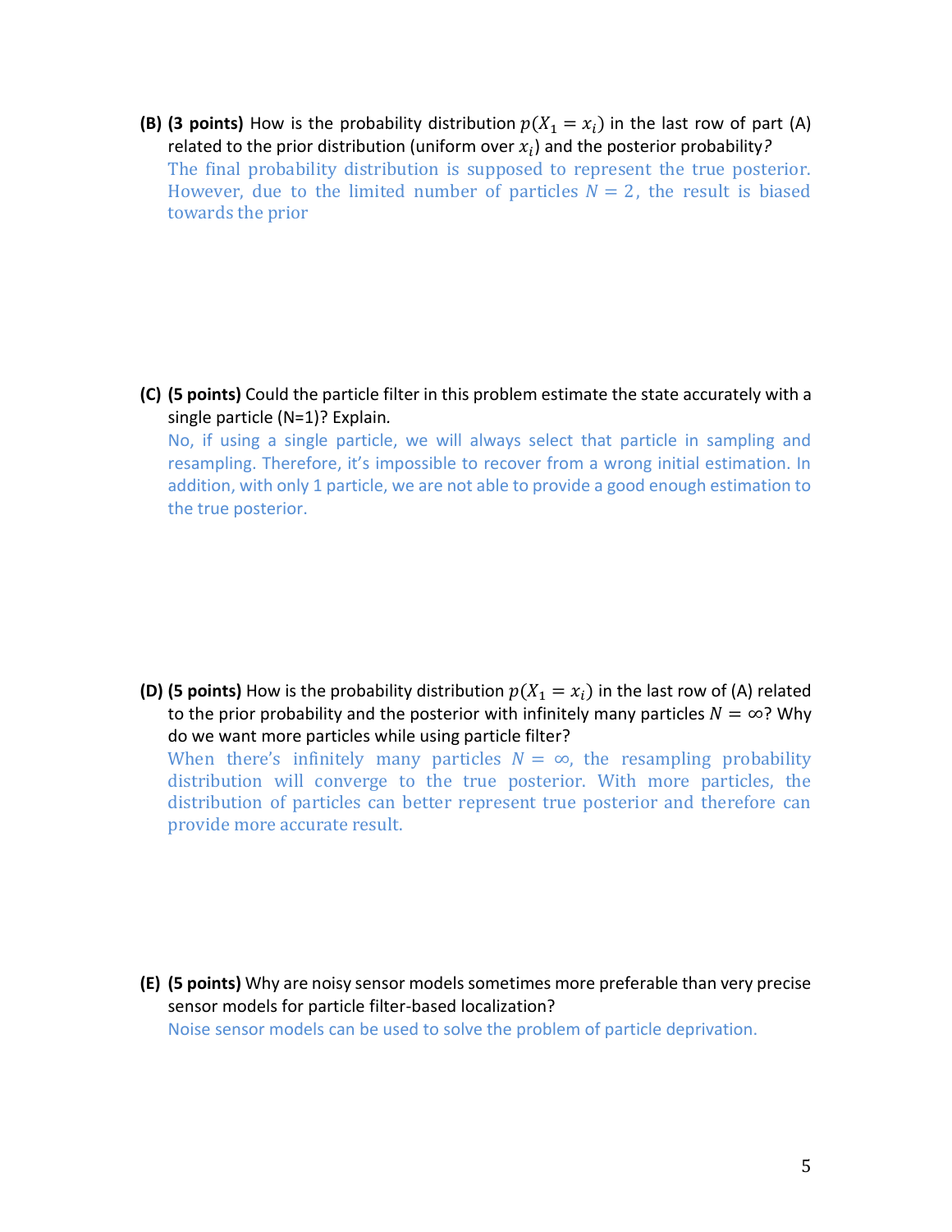**(B) (3 points)** How is the probability distribution $p(X_1 = x_i)$ in the last row of part (A) related to the prior distribution (uniform over $x_i$) and the posterior probability?

The final probability distribution is supposed to represent the true posterior. However, due to the limited number of particles $N = 2$, the result is biased towards the prior

**(C) (5 points)** Could the particle filter in this problem estimate the state accurately with a single particle (N=1)? Explain.

No, if using a single particle, we will always select that particle in sampling and resampling. Therefore, it's impossible to recover from a wrong initial estimation. In addition, with only 1 particle, we are not able to provide a good enough estimation to the true posterior.

**(D) (5 points)** How is the probability distribution $p(X_1 = x_i)$ in the last row of (A) related to the prior probability and the posterior with infinitely many particles $N = \infty$? Why do we want more particles while using particle filter?

When there's infinitely many particles $N = \infty$, the resampling probability distribution will converge to the true posterior. With more particles, the distribution of particles can better represent true posterior and therefore can provide more accurate result.

**(E) (5 points)** Why are noisy sensor models sometimes more preferable than very precise sensor models for particle filter-based localization?

Noise sensor models can be used to solve the problem of particle deprivation.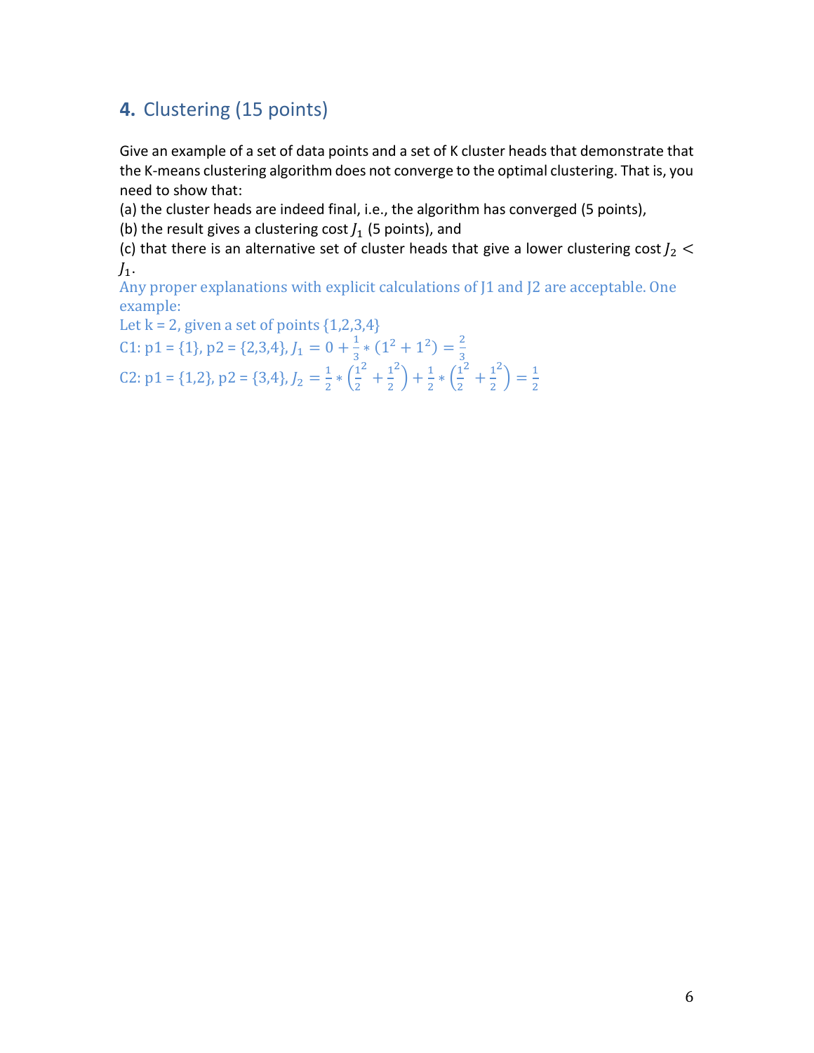## **4.** Clustering (15 points)

Give an example of a set of data points and a set of K cluster heads that demonstrate that the K-means clustering algorithm does not converge to the optimal clustering. That is, you need to show that:

(a) the cluster heads are indeed final, i.e., the algorithm has converged (5 points),

(b) the result gives a clustering cost $J_1$ (5 points), and

(c) that there is an alternative set of cluster heads that give a lower clustering cost $J_2 < J_1$.

Any proper explanations with explicit calculations of J1 and J2 are acceptable. One example:

Let k = 2, given a set of points {1,2,3,4}

C1: p1 = {1}, p2 = {2,3,4}, $J_1 = 0 + \frac{1}{3} * (1^2 + 1^2) = \frac{2}{3}$

C2: p1 = {1,2}, p2 = {3,4}, $J_2 = \frac{1}{2} * \left(\frac{1}{2}^2 + \frac{1}{2}^2\right) + \frac{1}{2} * \left(\frac{1}{2}^2 + \frac{1}{2}^2\right) = \frac{1}{2}$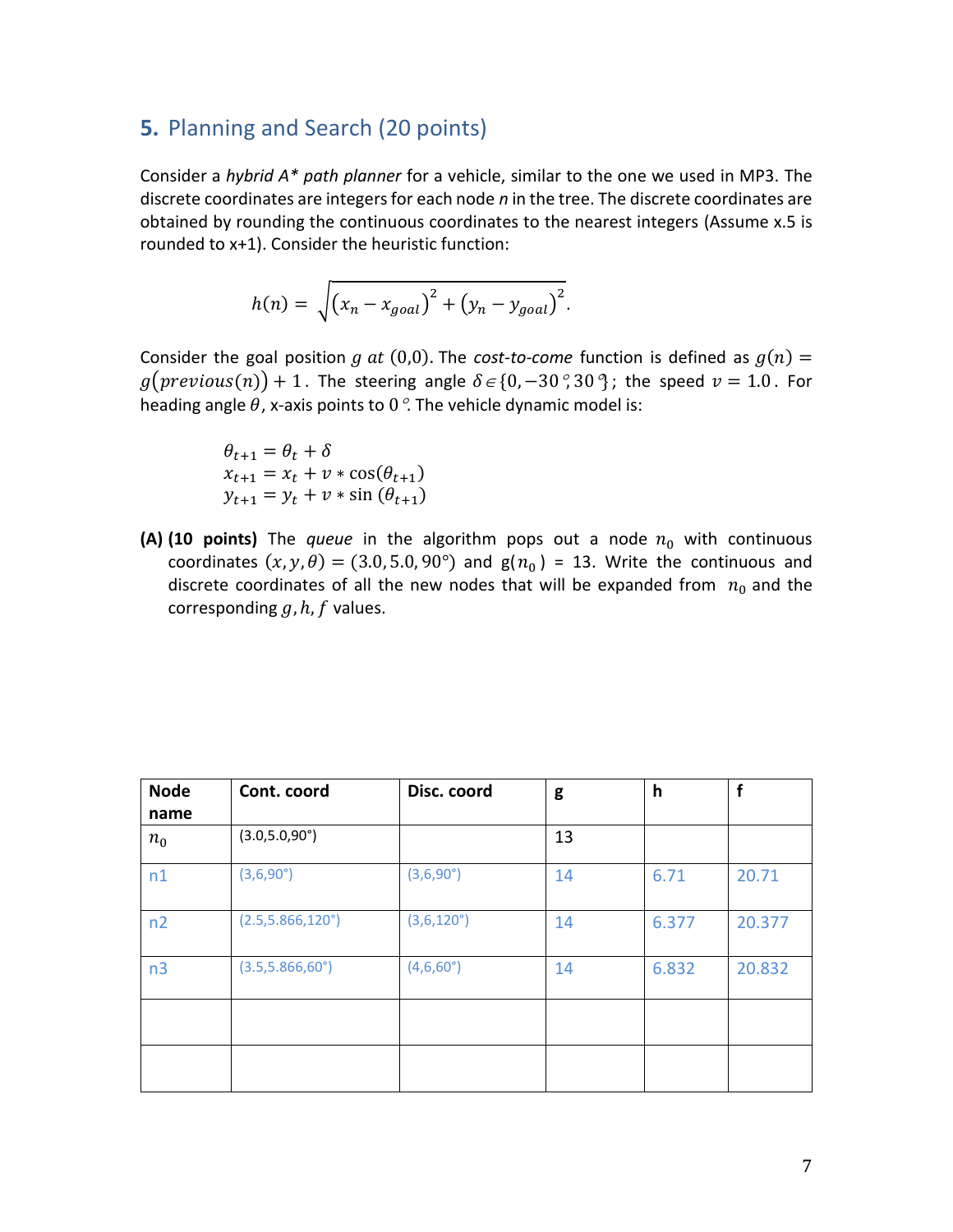## 5. Planning and Search (20 points)

Consider a *hybrid A* path planner* for a vehicle, similar to the one we used in MP3. The discrete coordinates are integers for each node *n* in the tree. The discrete coordinates are obtained by rounding the continuous coordinates to the nearest integers (Assume x.5 is rounded to x+1). Consider the heuristic function:

$$h(n) = \sqrt{(x_n - x_{goal})^2 + (y_n - y_{goal})^2}.$$

Consider the goal position $g$ *at* $(0{,}0)$. The *cost-to-come* function is defined as $g(n) = g(previous(n)) + 1$. The steering angle $\delta \in \{0, -30°, 30°\}$; the speed $v = 1.0$. For heading angle $\theta$, x-axis points to $0°$. The vehicle dynamic model is:

$$\theta_{t+1} = \theta_t + \delta$$
$$x_{t+1} = x_t + v * \cos(\theta_{t+1})$$
$$y_{t+1} = y_t + v * \sin(\theta_{t+1})$$

**(A) (10 points)** The *queue* in the algorithm pops out a node $n_0$ with continuous coordinates $(x, y, \theta) = (3.0, 5.0, 90°)$ and $g(n_0) = 13$. Write the continuous and discrete coordinates of all the new nodes that will be expanded from $n_0$ and the corresponding $g, h, f$ values.

| Node name | Cont. coord | Disc. coord | g | h | f |
|---|---|---|---|---|---|
| $n_0$ | (3.0,5.0,90°) | | 13 | | |
| n1 | (3,6,90°) | (3,6,90°) | 14 | 6.71 | 20.71 |
| n2 | (2.5,5.866,120°) | (3,6,120°) | 14 | 6.377 | 20.377 |
| n3 | (3.5,5.866,60°) | (4,6,60°) | 14 | 6.832 | 20.832 |
| | | | | | |
| | | | | | |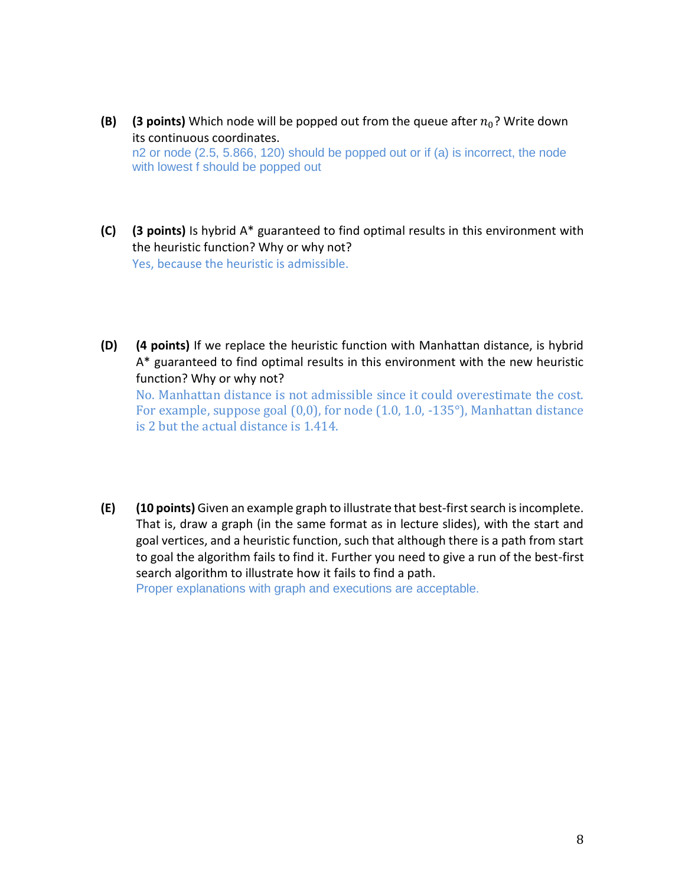**(B)** **(3 points)** Which node will be popped out from the queue after $n_0$? Write down its continuous coordinates.

n2 or node (2.5, 5.866, 120) should be popped out or if (a) is incorrect, the node with lowest f should be popped out

**(C)** **(3 points)** Is hybrid A* guaranteed to find optimal results in this environment with the heuristic function? Why or why not?

Yes, because the heuristic is admissible.

**(D)** **(4 points)** If we replace the heuristic function with Manhattan distance, is hybrid A* guaranteed to find optimal results in this environment with the new heuristic function? Why or why not?

No. Manhattan distance is not admissible since it could overestimate the cost. For example, suppose goal (0,0), for node (1.0, 1.0, -135°), Manhattan distance is 2 but the actual distance is 1.414.

**(E)** **(10 points)** Given an example graph to illustrate that best-first search is incomplete. That is, draw a graph (in the same format as in lecture slides), with the start and goal vertices, and a heuristic function, such that although there is a path from start to goal the algorithm fails to find it. Further you need to give a run of the best-first search algorithm to illustrate how it fails to find a path.

Proper explanations with graph and executions are acceptable.